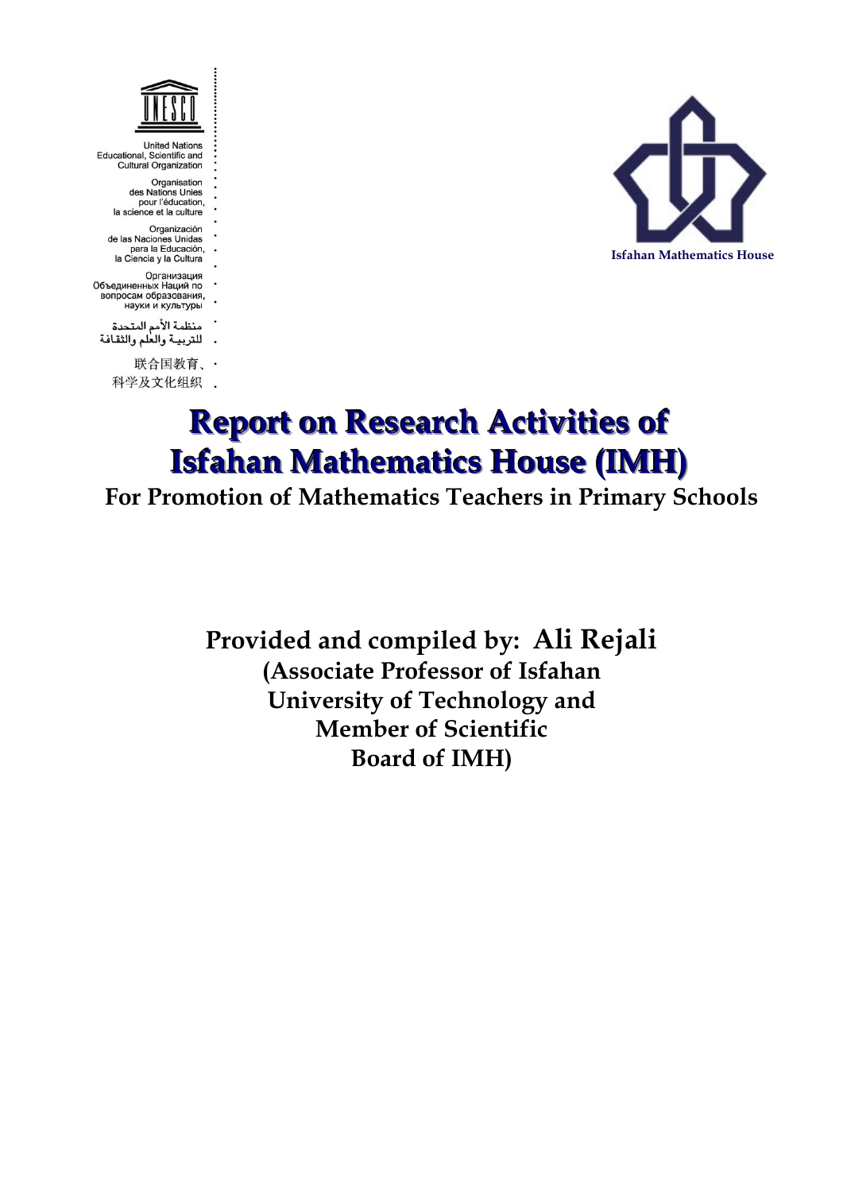United Nations
Educational, Scientific and
Cultural Organization

Organisation
des Nations Unies
pour l'éducation,
la science et la culture

Organización
de las Naciones Unidas
para la Educación,
la Ciencia y la Cultura

Организация
Объединенных Наций по
вопросам образования,
науки и культуры

منظمة الأمم المتحدة
للتربيـة والعلم والثقافة

联合国教育、
科学及文化组织

Isfahan Mathematics House

# Report on Research Activities of Isfahan Mathematics House (IMH)

## For Promotion of Mathematics Teachers in Primary Schools

**Provided and compiled by: Ali Rejali**
**(Associate Professor of Isfahan University of Technology and Member of Scientific Board of IMH)**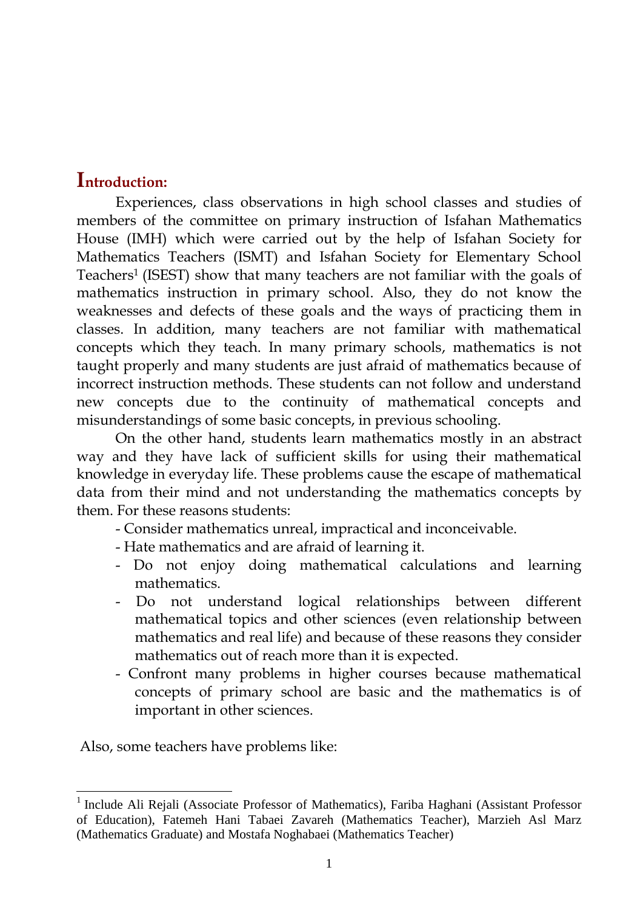## Introduction:

Experiences, class observations in high school classes and studies of members of the committee on primary instruction of Isfahan Mathematics House (IMH) which were carried out by the help of Isfahan Society for Mathematics Teachers (ISMT) and Isfahan Society for Elementary School Teachers[1] (ISEST) show that many teachers are not familiar with the goals of mathematics instruction in primary school. Also, they do not know the weaknesses and defects of these goals and the ways of practicing them in classes. In addition, many teachers are not familiar with mathematical concepts which they teach. In many primary schools, mathematics is not taught properly and many students are just afraid of mathematics because of incorrect instruction methods. These students can not follow and understand new concepts due to the continuity of mathematical concepts and misunderstandings of some basic concepts, in previous schooling.

On the other hand, students learn mathematics mostly in an abstract way and they have lack of sufficient skills for using their mathematical knowledge in everyday life. These problems cause the escape of mathematical data from their mind and not understanding the mathematics concepts by them. For these reasons students:

- Consider mathematics unreal, impractical and inconceivable.
- Hate mathematics and are afraid of learning it.
- Do not enjoy doing mathematical calculations and learning mathematics.
- Do not understand logical relationships between different mathematical topics and other sciences (even relationship between mathematics and real life) and because of these reasons they consider mathematics out of reach more than it is expected.
- Confront many problems in higher courses because mathematical concepts of primary school are basic and the mathematics is of important in other sciences.

Also, some teachers have problems like:

---

[1] Include Ali Rejali (Associate Professor of Mathematics), Fariba Haghani (Assistant Professor of Education), Fatemeh Hani Tabaei Zavareh (Mathematics Teacher), Marzieh Asl Marz (Mathematics Graduate) and Mostafa Noghabaei (Mathematics Teacher)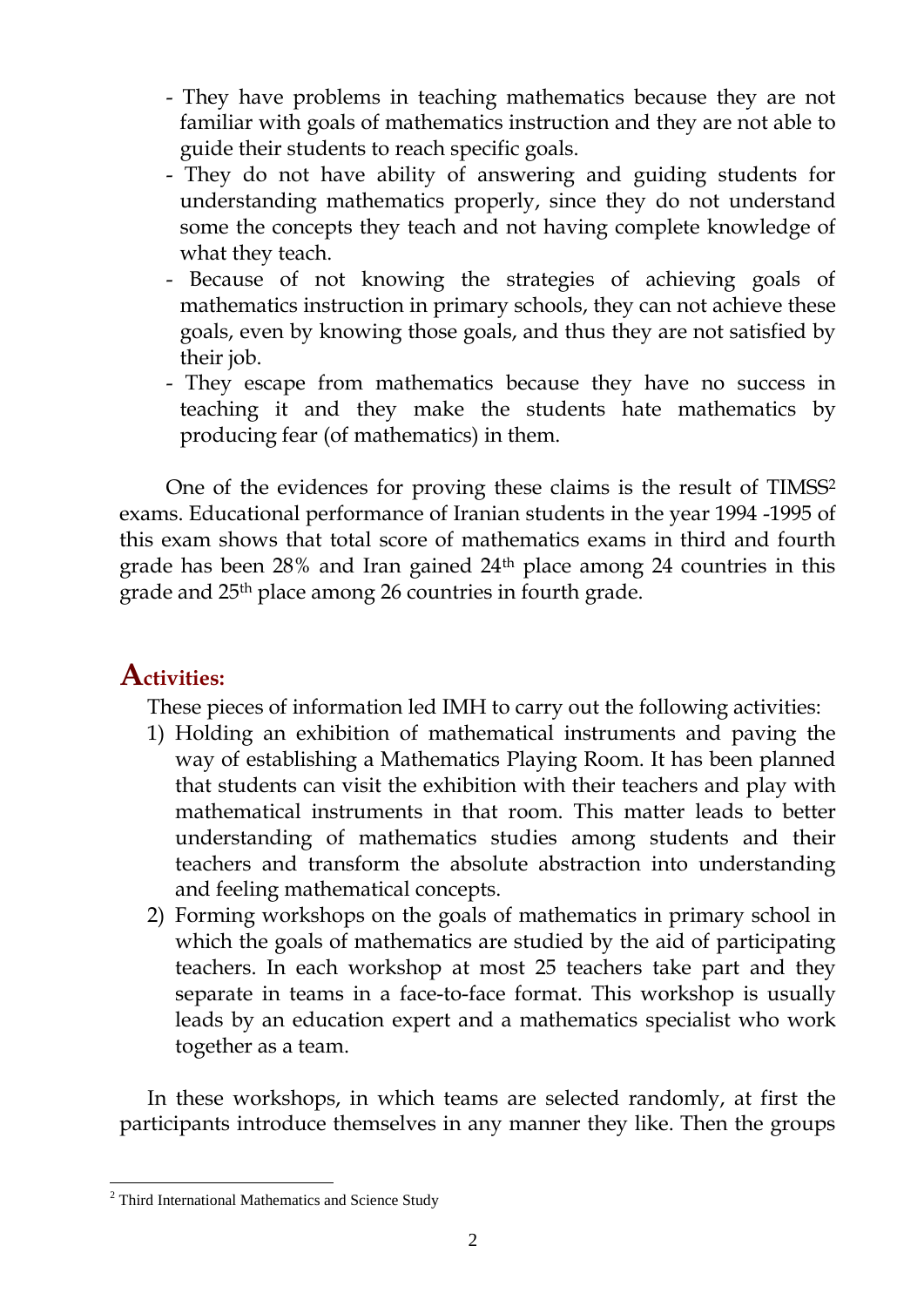- They have problems in teaching mathematics because they are not familiar with goals of mathematics instruction and they are not able to guide their students to reach specific goals.
- They do not have ability of answering and guiding students for understanding mathematics properly, since they do not understand some the concepts they teach and not having complete knowledge of what they teach.
- Because of not knowing the strategies of achieving goals of mathematics instruction in primary schools, they can not achieve these goals, even by knowing those goals, and thus they are not satisfied by their job.
- They escape from mathematics because they have no success in teaching it and they make the students hate mathematics by producing fear (of mathematics) in them.

One of the evidences for proving these claims is the result of TIMSS[2] exams. Educational performance of Iranian students in the year 1994 -1995 of this exam shows that total score of mathematics exams in third and fourth grade has been 28% and Iran gained 24th place among 24 countries in this grade and 25th place among 26 countries in fourth grade.

## Activities:

These pieces of information led IMH to carry out the following activities:

1) Holding an exhibition of mathematical instruments and paving the way of establishing a Mathematics Playing Room. It has been planned that students can visit the exhibition with their teachers and play with mathematical instruments in that room. This matter leads to better understanding of mathematics studies among students and their teachers and transform the absolute abstraction into understanding and feeling mathematical concepts.
2) Forming workshops on the goals of mathematics in primary school in which the goals of mathematics are studied by the aid of participating teachers. In each workshop at most 25 teachers take part and they separate in teams in a face-to-face format. This workshop is usually leads by an education expert and a mathematics specialist who work together as a team.

In these workshops, in which teams are selected randomly, at first the participants introduce themselves in any manner they like. Then the groups

[2] Third International Mathematics and Science Study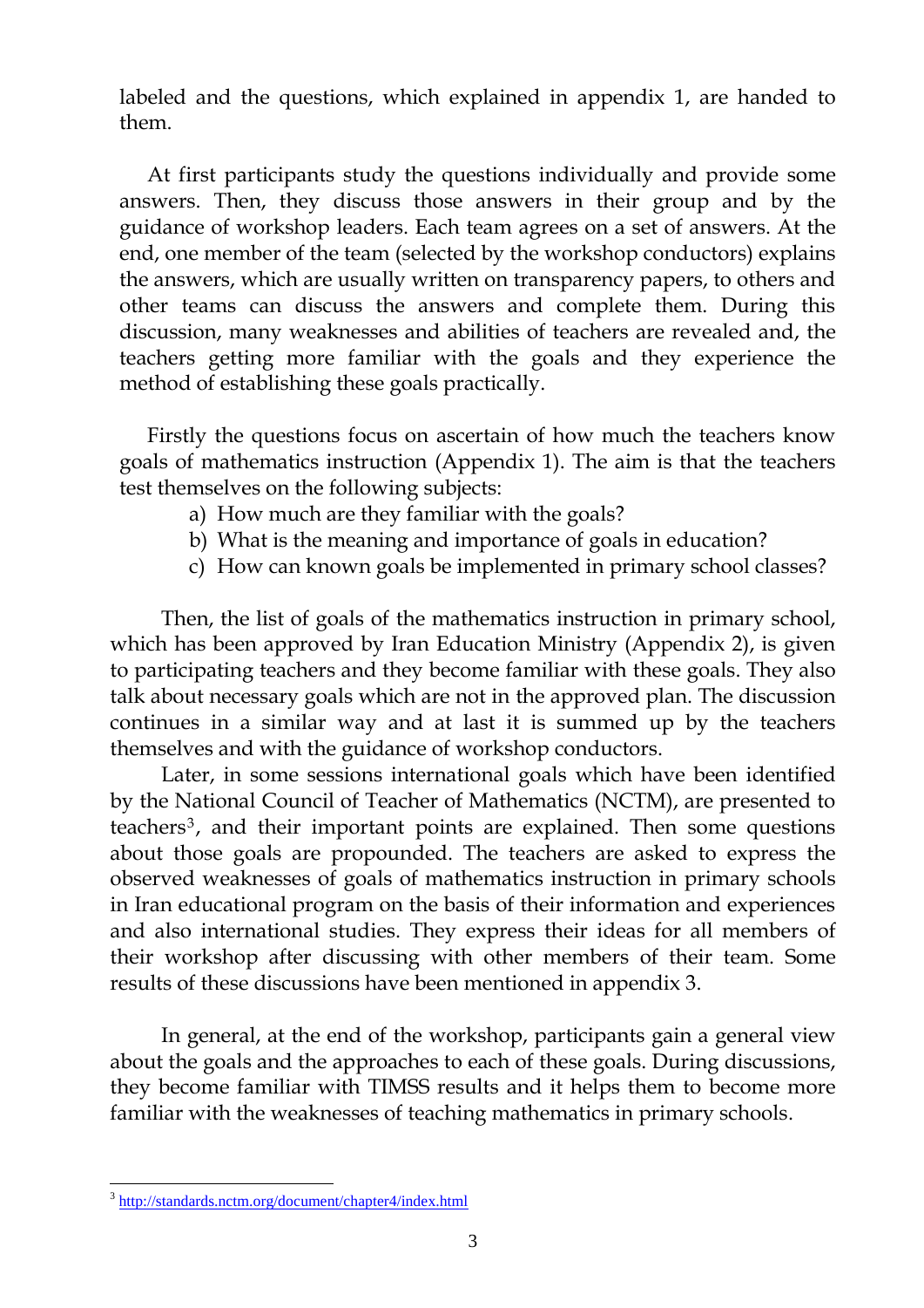labeled and the questions, which explained in appendix 1, are handed to them.

At first participants study the questions individually and provide some answers. Then, they discuss those answers in their group and by the guidance of workshop leaders. Each team agrees on a set of answers. At the end, one member of the team (selected by the workshop conductors) explains the answers, which are usually written on transparency papers, to others and other teams can discuss the answers and complete them. During this discussion, many weaknesses and abilities of teachers are revealed and, the teachers getting more familiar with the goals and they experience the method of establishing these goals practically.

Firstly the questions focus on ascertain of how much the teachers know goals of mathematics instruction (Appendix 1). The aim is that the teachers test themselves on the following subjects:

a) How much are they familiar with the goals?
b) What is the meaning and importance of goals in education?
c) How can known goals be implemented in primary school classes?

Then, the list of goals of the mathematics instruction in primary school, which has been approved by Iran Education Ministry (Appendix 2), is given to participating teachers and they become familiar with these goals. They also talk about necessary goals which are not in the approved plan. The discussion continues in a similar way and at last it is summed up by the teachers themselves and with the guidance of workshop conductors.

Later, in some sessions international goals which have been identified by the National Council of Teacher of Mathematics (NCTM), are presented to teachers[3], and their important points are explained. Then some questions about those goals are propounded. The teachers are asked to express the observed weaknesses of goals of mathematics instruction in primary schools in Iran educational program on the basis of their information and experiences and also international studies. They express their ideas for all members of their workshop after discussing with other members of their team. Some results of these discussions have been mentioned in appendix 3.

In general, at the end of the workshop, participants gain a general view about the goals and the approaches to each of these goals. During discussions, they become familiar with TIMSS results and it helps them to become more familiar with the weaknesses of teaching mathematics in primary schools.

[3] http://standards.nctm.org/document/chapter4/index.html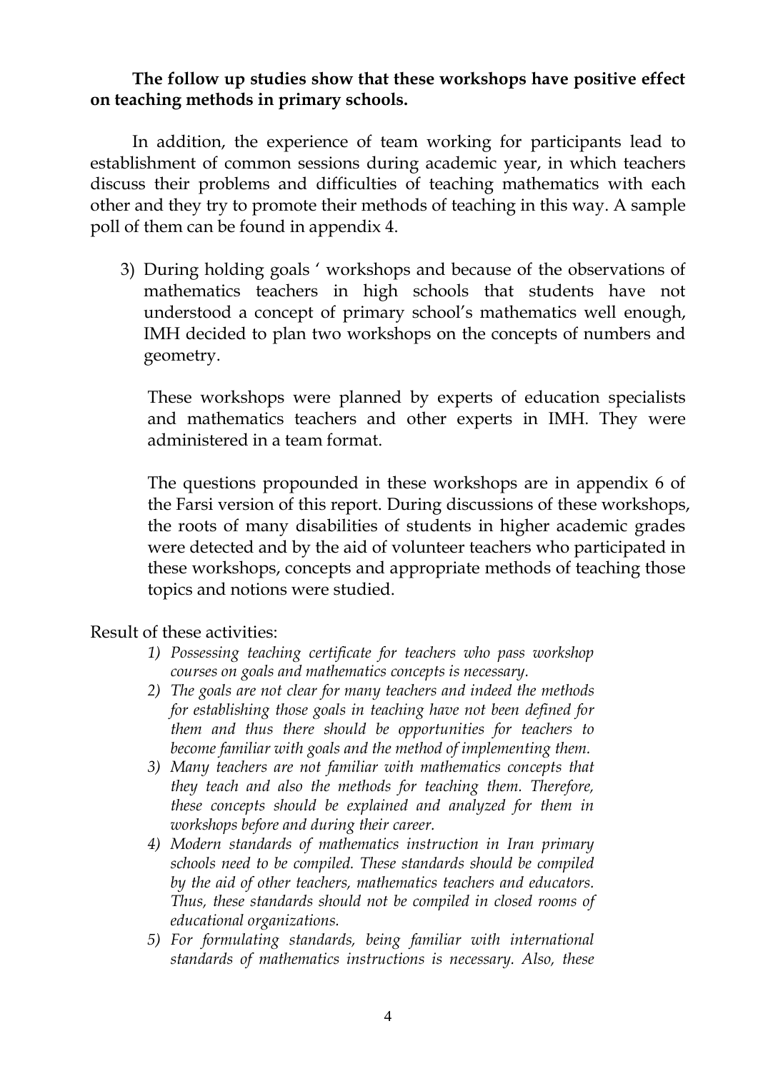**The follow up studies show that these workshops have positive effect on teaching methods in primary schools.**

In addition, the experience of team working for participants lead to establishment of common sessions during academic year, in which teachers discuss their problems and difficulties of teaching mathematics with each other and they try to promote their methods of teaching in this way. A sample poll of them can be found in appendix 4.

3) During holding goals ' workshops and because of the observations of mathematics teachers in high schools that students have not understood a concept of primary school's mathematics well enough, IMH decided to plan two workshops on the concepts of numbers and geometry.

   These workshops were planned by experts of education specialists and mathematics teachers and other experts in IMH. They were administered in a team format.

   The questions propounded in these workshops are in appendix 6 of the Farsi version of this report. During discussions of these workshops, the roots of many disabilities of students in higher academic grades were detected and by the aid of volunteer teachers who participated in these workshops, concepts and appropriate methods of teaching those topics and notions were studied.

Result of these activities:

1) *Possessing teaching certificate for teachers who pass workshop courses on goals and mathematics concepts is necessary.*
2) *The goals are not clear for many teachers and indeed the methods for establishing those goals in teaching have not been defined for them and thus there should be opportunities for teachers to become familiar with goals and the method of implementing them.*
3) *Many teachers are not familiar with mathematics concepts that they teach and also the methods for teaching them. Therefore, these concepts should be explained and analyzed for them in workshops before and during their career.*
4) *Modern standards of mathematics instruction in Iran primary schools need to be compiled. These standards should be compiled by the aid of other teachers, mathematics teachers and educators. Thus, these standards should not be compiled in closed rooms of educational organizations.*
5) *For formulating standards, being familiar with international standards of mathematics instructions is necessary. Also, these*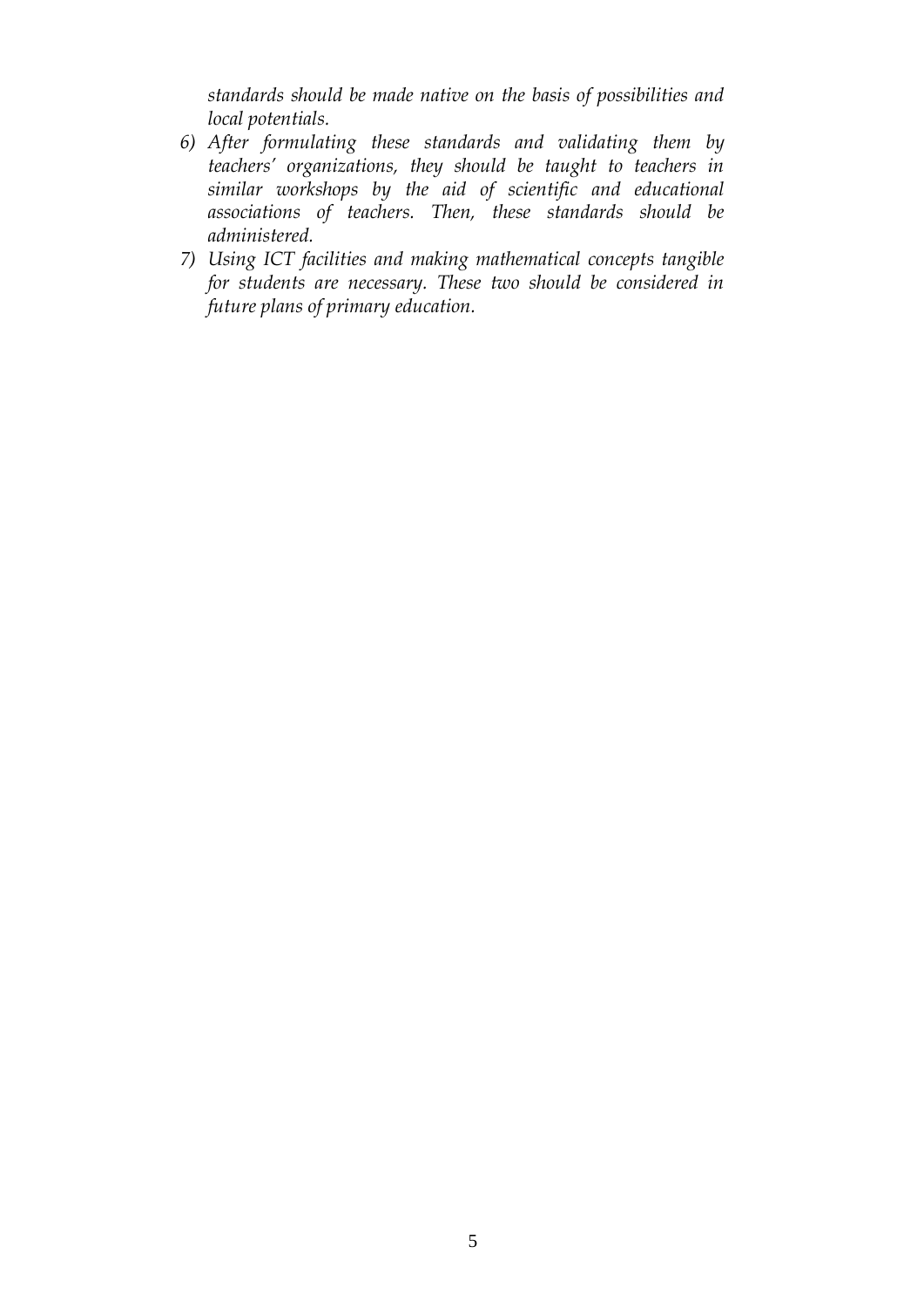*standards should be made native on the basis of possibilities and local potentials.*

6) *After formulating these standards and validating them by teachers' organizations, they should be taught to teachers in similar workshops by the aid of scientific and educational associations of teachers. Then, these standards should be administered.*
7) *Using ICT facilities and making mathematical concepts tangible for students are necessary. These two should be considered in future plans of primary education.*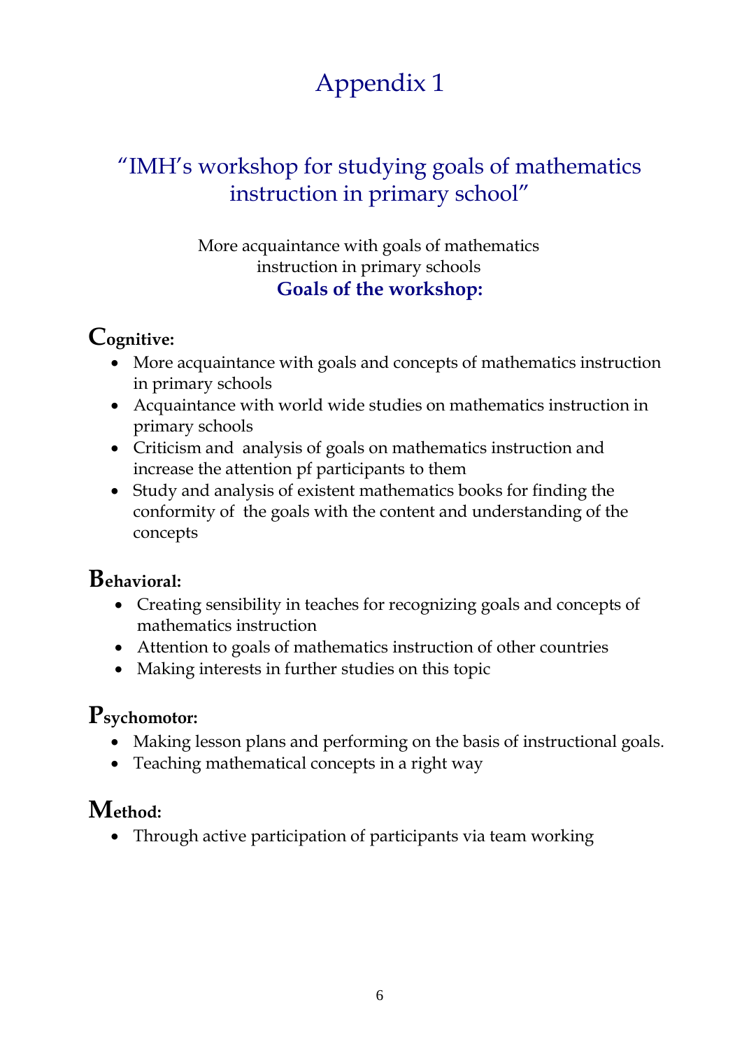# Appendix 1

## "IMH's workshop for studying goals of mathematics instruction in primary school"

More acquaintance with goals of mathematics instruction in primary schools

**Goals of the workshop:**

### Cognitive:

- More acquaintance with goals and concepts of mathematics instruction in primary schools
- Acquaintance with world wide studies on mathematics instruction in primary schools
- Criticism and analysis of goals on mathematics instruction and increase the attention pf participants to them
- Study and analysis of existent mathematics books for finding the conformity of the goals with the content and understanding of the concepts

### Behavioral:

- Creating sensibility in teaches for recognizing goals and concepts of mathematics instruction
- Attention to goals of mathematics instruction of other countries
- Making interests in further studies on this topic

### Psychomotor:

- Making lesson plans and performing on the basis of instructional goals.
- Teaching mathematical concepts in a right way

### Method:

- Through active participation of participants via team working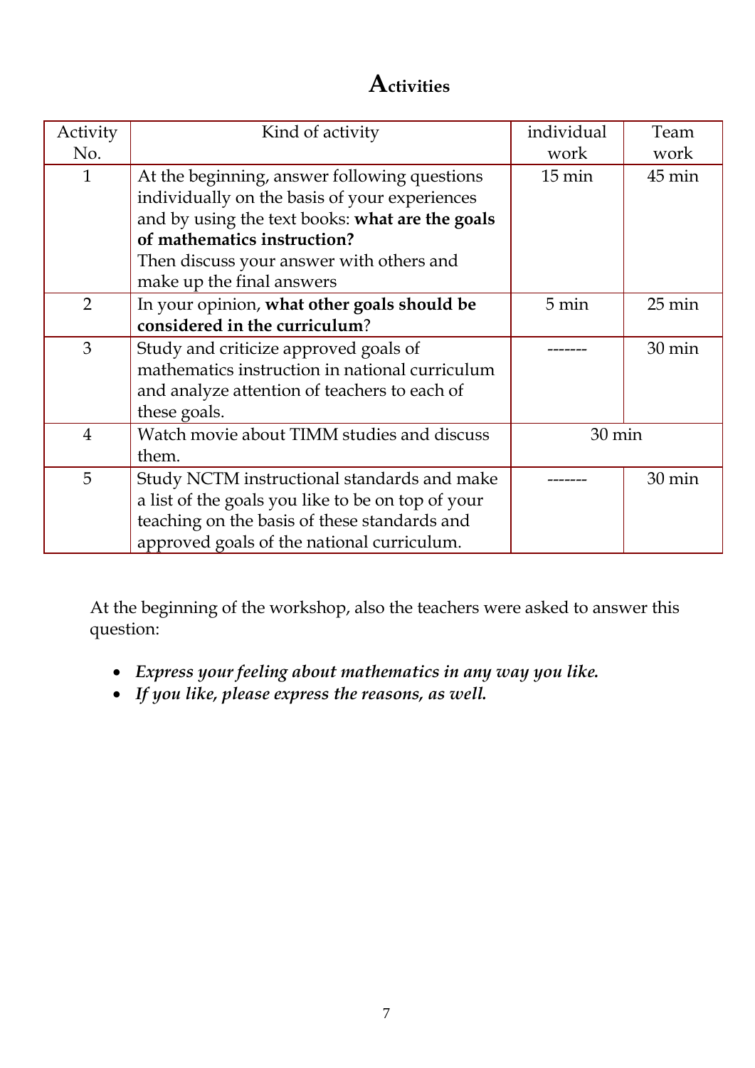# Activities

| Activity No. | Kind of activity | individual work | Team work |
|---|---|---|---|
| 1 | At the beginning, answer following questions individually on the basis of your experiences and by using the text books: **what are the goals of mathematics instruction?** Then discuss your answer with others and make up the final answers | 15 min | 45 min |
| 2 | In your opinion, **what other goals should be considered in the curriculum**? | 5 min | 25 min |
| 3 | Study and criticize approved goals of mathematics instruction in national curriculum and analyze attention of teachers to each of these goals. | ------- | 30 min |
| 4 | Watch movie about TIMM studies and discuss them. | 30 min | |
| 5 | Study NCTM instructional standards and make a list of the goals you like to be on top of your teaching on the basis of these standards and approved goals of the national curriculum. | ------- | 30 min |

At the beginning of the workshop, also the teachers were asked to answer this question:

- ***Express your feeling about mathematics in any way you like.***
- ***If you like, please express the reasons, as well.***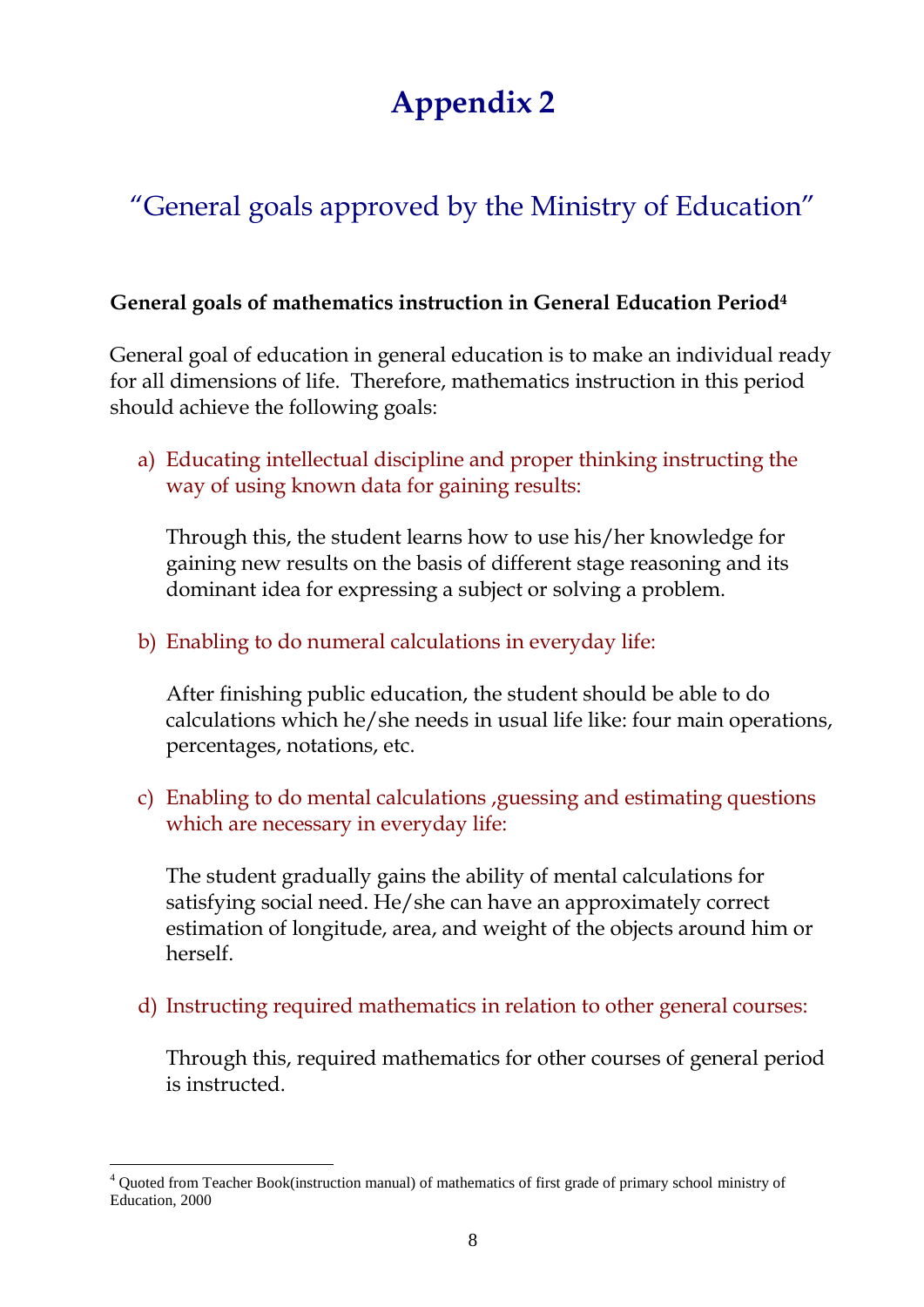# Appendix 2

## "General goals approved by the Ministry of Education"

**General goals of mathematics instruction in General Education Period[4]**

General goal of education in general education is to make an individual ready for all dimensions of life. Therefore, mathematics instruction in this period should achieve the following goals:

a) Educating intellectual discipline and proper thinking instructing the way of using known data for gaining results:

   Through this, the student learns how to use his/her knowledge for gaining new results on the basis of different stage reasoning and its dominant idea for expressing a subject or solving a problem.

b) Enabling to do numeral calculations in everyday life:

   After finishing public education, the student should be able to do calculations which he/she needs in usual life like: four main operations, percentages, notations, etc.

c) Enabling to do mental calculations ,guessing and estimating questions which are necessary in everyday life:

   The student gradually gains the ability of mental calculations for satisfying social need. He/she can have an approximately correct estimation of longitude, area, and weight of the objects around him or herself.

d) Instructing required mathematics in relation to other general courses:

   Through this, required mathematics for other courses of general period is instructed.

---

[4] Quoted from Teacher Book(instruction manual) of mathematics of first grade of primary school ministry of Education, 2000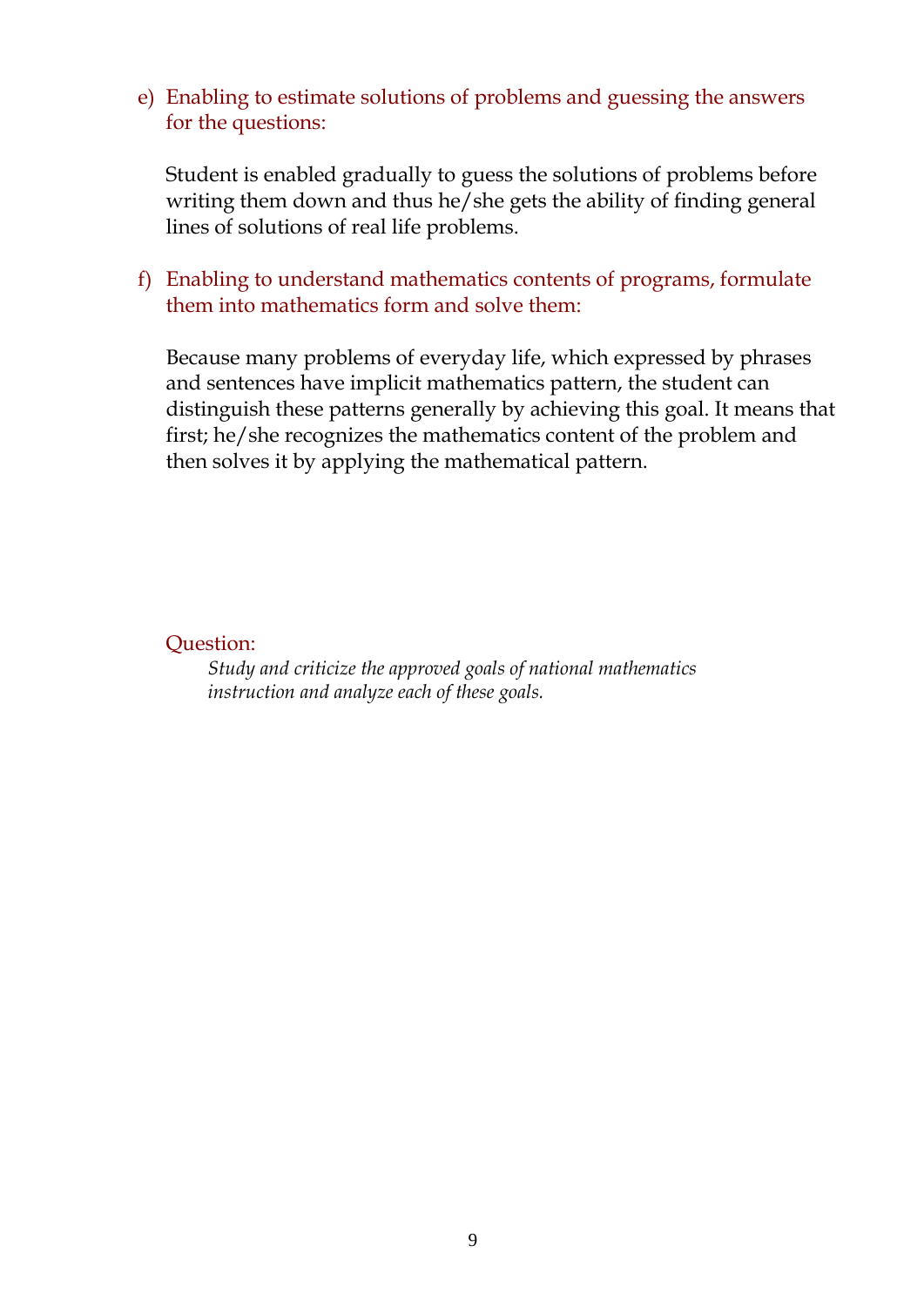e) Enabling to estimate solutions of problems and guessing the answers for the questions:

   Student is enabled gradually to guess the solutions of problems before writing them down and thus he/she gets the ability of finding general lines of solutions of real life problems.

f) Enabling to understand mathematics contents of programs, formulate them into mathematics form and solve them:

   Because many problems of everyday life, which expressed by phrases and sentences have implicit mathematics pattern, the student can distinguish these patterns generally by achieving this goal. It means that first; he/she recognizes the mathematics content of the problem and then solves it by applying the mathematical pattern.

Question:

*Study and criticize the approved goals of national mathematics instruction and analyze each of these goals.*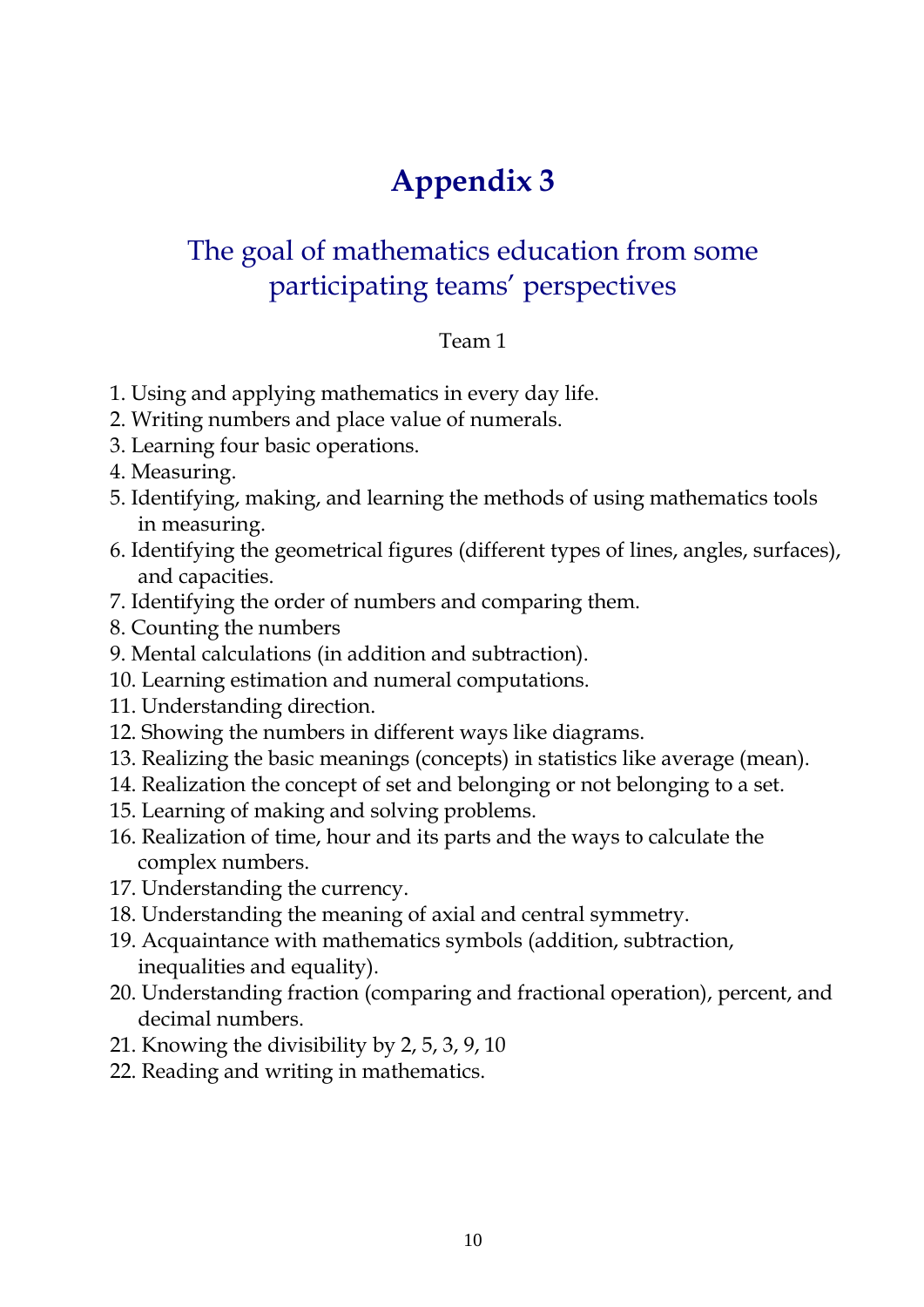# Appendix 3

## The goal of mathematics education from some participating teams' perspectives

Team 1

1. Using and applying mathematics in every day life.
2. Writing numbers and place value of numerals.
3. Learning four basic operations.
4. Measuring.
5. Identifying, making, and learning the methods of using mathematics tools in measuring.
6. Identifying the geometrical figures (different types of lines, angles, surfaces), and capacities.
7. Identifying the order of numbers and comparing them.
8. Counting the numbers
9. Mental calculations (in addition and subtraction).
10. Learning estimation and numeral computations.
11. Understanding direction.
12. Showing the numbers in different ways like diagrams.
13. Realizing the basic meanings (concepts) in statistics like average (mean).
14. Realization the concept of set and belonging or not belonging to a set.
15. Learning of making and solving problems.
16. Realization of time, hour and its parts and the ways to calculate the complex numbers.
17. Understanding the currency.
18. Understanding the meaning of axial and central symmetry.
19. Acquaintance with mathematics symbols (addition, subtraction, inequalities and equality).
20. Understanding fraction (comparing and fractional operation), percent, and decimal numbers.
21. Knowing the divisibility by 2, 5, 3, 9, 10
22. Reading and writing in mathematics.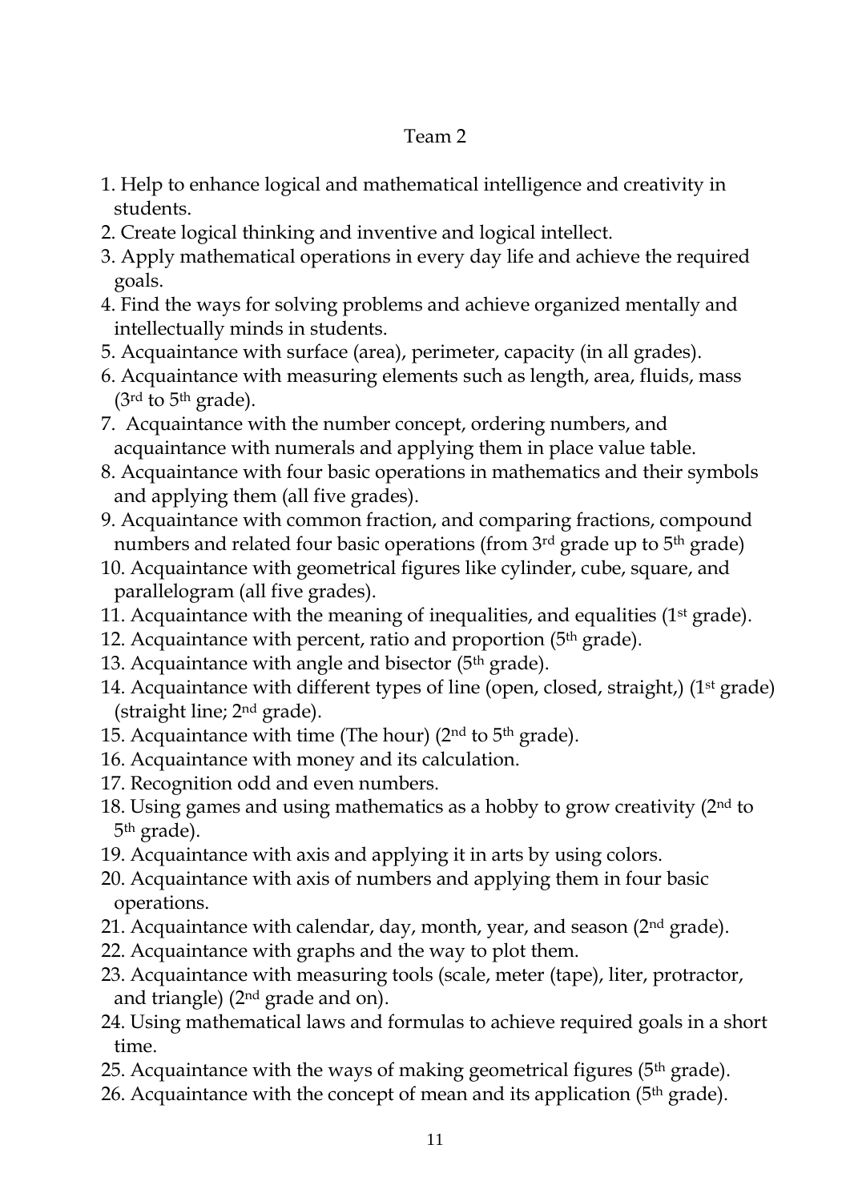Team 2

1. Help to enhance logical and mathematical intelligence and creativity in students.
2. Create logical thinking and inventive and logical intellect.
3. Apply mathematical operations in every day life and achieve the required goals.
4. Find the ways for solving problems and achieve organized mentally and intellectually minds in students.
5. Acquaintance with surface (area), perimeter, capacity (in all grades).
6. Acquaintance with measuring elements such as length, area, fluids, mass (3rd to 5th grade).
7. Acquaintance with the number concept, ordering numbers, and acquaintance with numerals and applying them in place value table.
8. Acquaintance with four basic operations in mathematics and their symbols and applying them (all five grades).
9. Acquaintance with common fraction, and comparing fractions, compound numbers and related four basic operations (from 3rd grade up to 5th grade)
10. Acquaintance with geometrical figures like cylinder, cube, square, and parallelogram (all five grades).
11. Acquaintance with the meaning of inequalities, and equalities (1st grade).
12. Acquaintance with percent, ratio and proportion (5th grade).
13. Acquaintance with angle and bisector (5th grade).
14. Acquaintance with different types of line (open, closed, straight,) (1st grade) (straight line; 2nd grade).
15. Acquaintance with time (The hour) (2nd to 5th grade).
16. Acquaintance with money and its calculation.
17. Recognition odd and even numbers.
18. Using games and using mathematics as a hobby to grow creativity (2nd to 5th grade).
19. Acquaintance with axis and applying it in arts by using colors.
20. Acquaintance with axis of numbers and applying them in four basic operations.
21. Acquaintance with calendar, day, month, year, and season (2nd grade).
22. Acquaintance with graphs and the way to plot them.
23. Acquaintance with measuring tools (scale, meter (tape), liter, protractor, and triangle) (2nd grade and on).
24. Using mathematical laws and formulas to achieve required goals in a short time.
25. Acquaintance with the ways of making geometrical figures (5th grade).
26. Acquaintance with the concept of mean and its application (5th grade).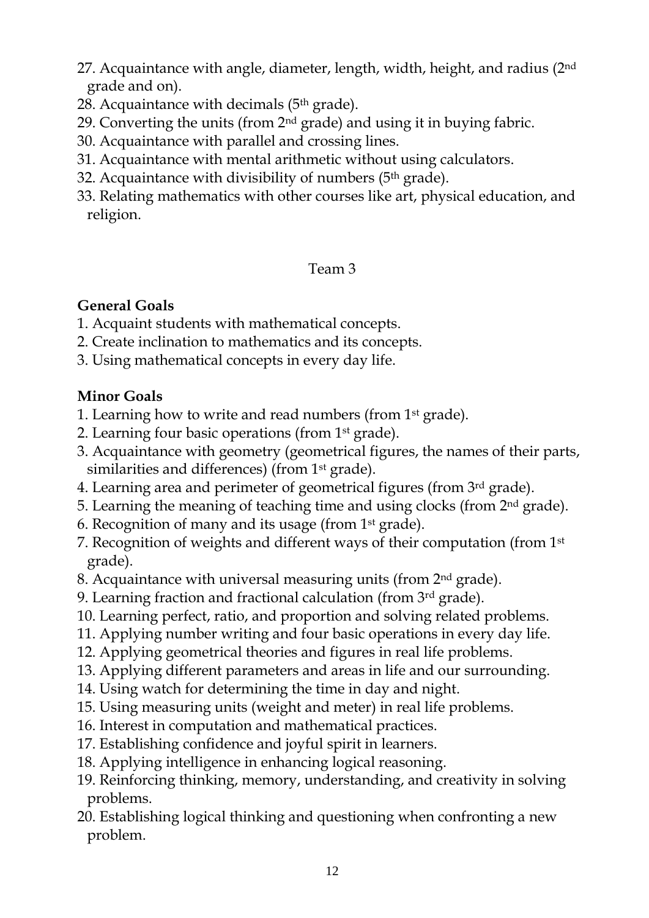27. Acquaintance with angle, diameter, length, width, height, and radius (2nd grade and on).
28. Acquaintance with decimals (5th grade).
29. Converting the units (from 2nd grade) and using it in buying fabric.
30. Acquaintance with parallel and crossing lines.
31. Acquaintance with mental arithmetic without using calculators.
32. Acquaintance with divisibility of numbers (5th grade).
33. Relating mathematics with other courses like art, physical education, and religion.

Team 3

**General Goals**

1. Acquaint students with mathematical concepts.
2. Create inclination to mathematics and its concepts.
3. Using mathematical concepts in every day life.

**Minor Goals**

1. Learning how to write and read numbers (from 1st grade).
2. Learning four basic operations (from 1st grade).
3. Acquaintance with geometry (geometrical figures, the names of their parts, similarities and differences) (from 1st grade).
4. Learning area and perimeter of geometrical figures (from 3rd grade).
5. Learning the meaning of teaching time and using clocks (from 2nd grade).
6. Recognition of many and its usage (from 1st grade).
7. Recognition of weights and different ways of their computation (from 1st grade).
8. Acquaintance with universal measuring units (from 2nd grade).
9. Learning fraction and fractional calculation (from 3rd grade).
10. Learning perfect, ratio, and proportion and solving related problems.
11. Applying number writing and four basic operations in every day life.
12. Applying geometrical theories and figures in real life problems.
13. Applying different parameters and areas in life and our surrounding.
14. Using watch for determining the time in day and night.
15. Using measuring units (weight and meter) in real life problems.
16. Interest in computation and mathematical practices.
17. Establishing confidence and joyful spirit in learners.
18. Applying intelligence in enhancing logical reasoning.
19. Reinforcing thinking, memory, understanding, and creativity in solving problems.
20. Establishing logical thinking and questioning when confronting a new problem.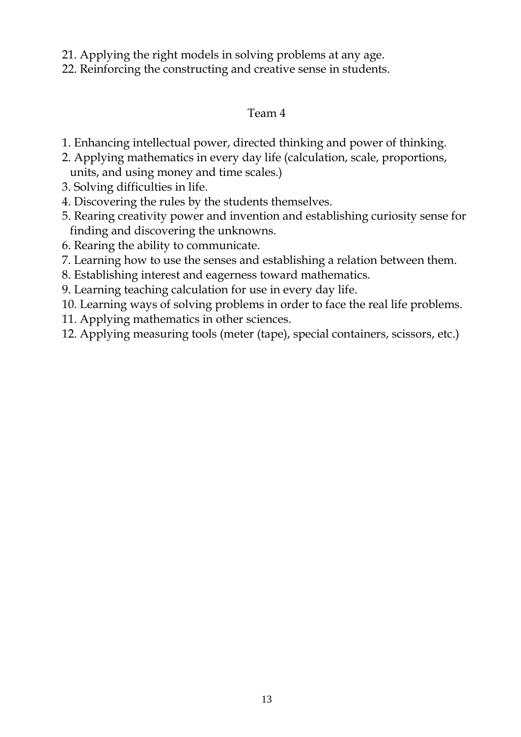21. Applying the right models in solving problems at any age.
22. Reinforcing the constructing and creative sense in students.

## Team 4

1. Enhancing intellectual power, directed thinking and power of thinking.
2. Applying mathematics in every day life (calculation, scale, proportions, units, and using money and time scales.)
3. Solving difficulties in life.
4. Discovering the rules by the students themselves.
5. Rearing creativity power and invention and establishing curiosity sense for finding and discovering the unknowns.
6. Rearing the ability to communicate.
7. Learning how to use the senses and establishing a relation between them.
8. Establishing interest and eagerness toward mathematics.
9. Learning teaching calculation for use in every day life.
10. Learning ways of solving problems in order to face the real life problems.
11. Applying mathematics in other sciences.
12. Applying measuring tools (meter (tape), special containers, scissors, etc.)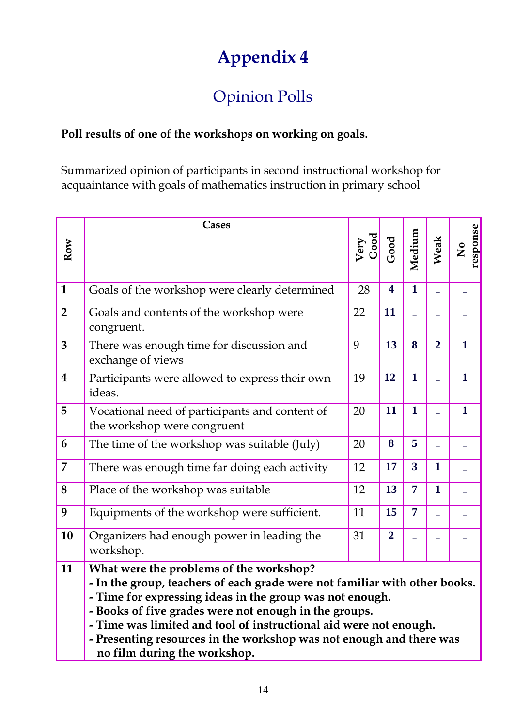# Appendix 4

## Opinion Polls

**Poll results of one of the workshops on working on goals.**

Summarized opinion of participants in second instructional workshop for acquaintance with goals of mathematics instruction in primary school

| Row | Cases | Very Good | Good | Medium | Weak | No response |
|---|---|---|---|---|---|---|
| **1** | Goals of the workshop were clearly determined | 28 | **4** | **1** | – | – |
| **2** | Goals and contents of the workshop were congruent. | 22 | **11** | – | – | – |
| **3** | There was enough time for discussion and exchange of views | 9 | **13** | **8** | **2** | **1** |
| **4** | Participants were allowed to express their own ideas. | 19 | **12** | **1** | – | **1** |
| **5** | Vocational need of participants and content of the workshop were congruent | 20 | **11** | **1** | – | **1** |
| **6** | The time of the workshop was suitable (July) | 20 | **8** | **5** | – | – |
| **7** | There was enough time far doing each activity | 12 | **17** | **3** | **1** | – |
| **8** | Place of the workshop was suitable | 12 | **13** | **7** | **1** | – |
| **9** | Equipments of the workshop were sufficient. | 11 | **15** | **7** | – | – |
| **10** | Organizers had enough power in leading the workshop. | 31 | **2** | – | – | – |
| **11** | **What were the problems of the workshop?** <br> **- In the group, teachers of each grade were not familiar with other books.** <br> **- Time for expressing ideas in the group was not enough.** <br> **- Books of five grades were not enough in the groups.** <br> **- Time was limited and tool of instructional aid were not enough.** <br> **- Presenting resources in the workshop was not enough and there was no film during the workshop.** | | | | | |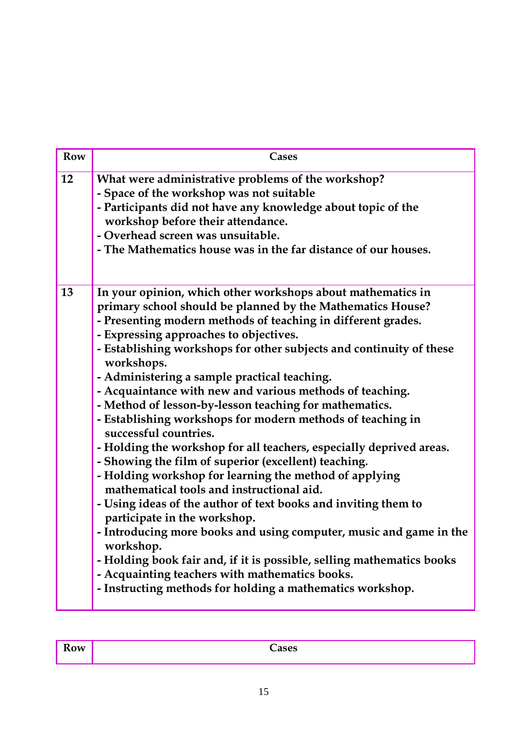| Row | Cases |
|---|---|
| 12 | **What were administrative problems of the workshop?**<br>**- Space of the workshop was not suitable**<br>**- Participants did not have any knowledge about topic of the workshop before their attendance.**<br>**- Overhead screen was unsuitable.**<br>**- The Mathematics house was in the far distance of our houses.** |
| 13 | **In your opinion, which other workshops about mathematics in primary school should be planned by the Mathematics House?**<br>**- Presenting modern methods of teaching in different grades.**<br>**- Expressing approaches to objectives.**<br>**- Establishing workshops for other subjects and continuity of these workshops.**<br>**- Administering a sample practical teaching.**<br>**- Acquaintance with new and various methods of teaching.**<br>**- Method of lesson-by-lesson teaching for mathematics.**<br>**- Establishing workshops for modern methods of teaching in successful countries.**<br>**- Holding the workshop for all teachers, especially deprived areas.**<br>**- Showing the film of superior (excellent) teaching.**<br>**- Holding workshop for learning the method of applying mathematical tools and instructional aid.**<br>**- Using ideas of the author of text books and inviting them to participate in the workshop.**<br>**- Introducing more books and using computer, music and game in the workshop.**<br>**- Holding book fair and, if it is possible, selling mathematics books**<br>**- Acquainting teachers with mathematics books.**<br>**- Instructing methods for holding a mathematics workshop.** |

| Row | Cases |
|---|---|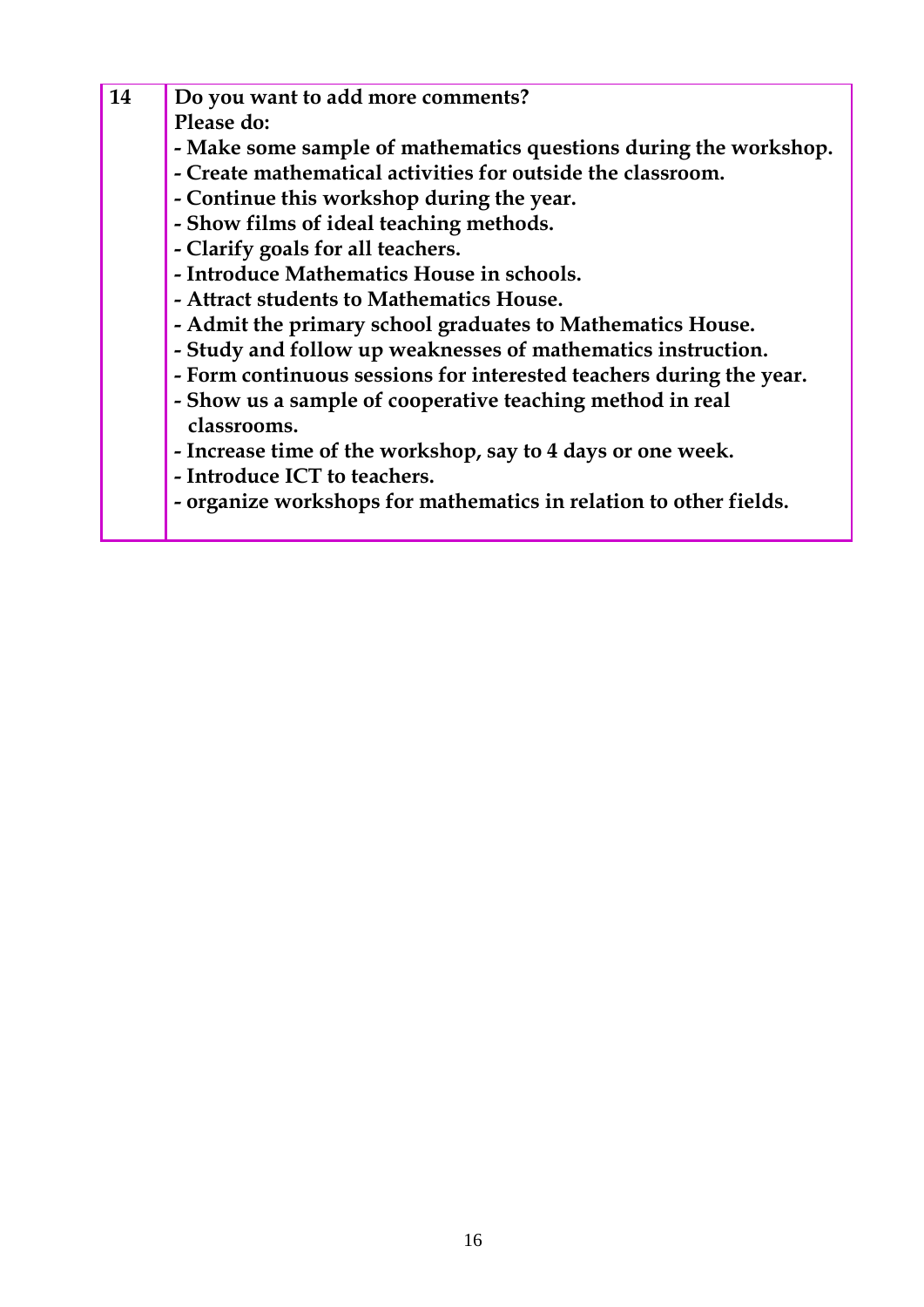| 14 | **Do you want to add more comments?**<br>**Please do:**<br>**- Make some sample of mathematics questions during the workshop.**<br>**- Create mathematical activities for outside the classroom.**<br>**- Continue this workshop during the year.**<br>**- Show films of ideal teaching methods.**<br>**- Clarify goals for all teachers.**<br>**- Introduce Mathematics House in schools.**<br>**- Attract students to Mathematics House.**<br>**- Admit the primary school graduates to Mathematics House.**<br>**- Study and follow up weaknesses of mathematics instruction.**<br>**- Form continuous sessions for interested teachers during the year.**<br>**- Show us a sample of cooperative teaching method in real classrooms.**<br>**- Increase time of the workshop, say to 4 days or one week.**<br>**- Introduce ICT to teachers.**<br>**- organize workshops for mathematics in relation to other fields.** |
|---|---|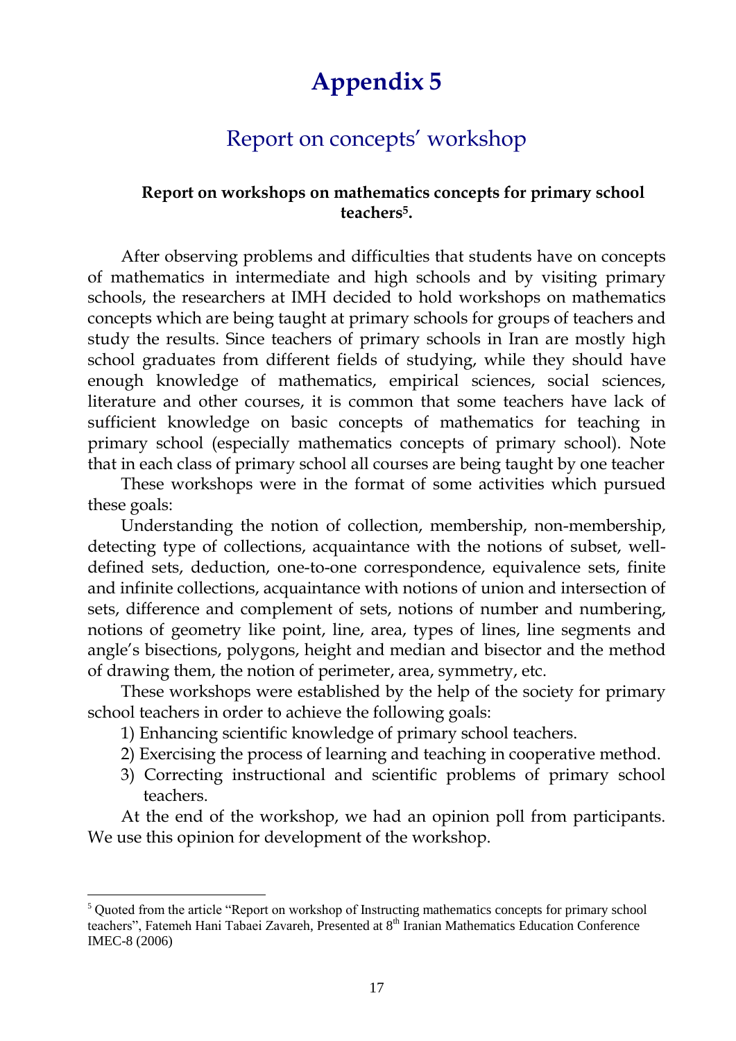# Appendix 5

## Report on concepts' workshop

### Report on workshops on mathematics concepts for primary school teachers[5].

After observing problems and difficulties that students have on concepts of mathematics in intermediate and high schools and by visiting primary schools, the researchers at IMH decided to hold workshops on mathematics concepts which are being taught at primary schools for groups of teachers and study the results. Since teachers of primary schools in Iran are mostly high school graduates from different fields of studying, while they should have enough knowledge of mathematics, empirical sciences, social sciences, literature and other courses, it is common that some teachers have lack of sufficient knowledge on basic concepts of mathematics for teaching in primary school (especially mathematics concepts of primary school). Note that in each class of primary school all courses are being taught by one teacher

These workshops were in the format of some activities which pursued these goals:

Understanding the notion of collection, membership, non-membership, detecting type of collections, acquaintance with the notions of subset, well-defined sets, deduction, one-to-one correspondence, equivalence sets, finite and infinite collections, acquaintance with notions of union and intersection of sets, difference and complement of sets, notions of number and numbering, notions of geometry like point, line, area, types of lines, line segments and angle's bisections, polygons, height and median and bisector and the method of drawing them, the notion of perimeter, area, symmetry, etc.

These workshops were established by the help of the society for primary school teachers in order to achieve the following goals:

1) Enhancing scientific knowledge of primary school teachers.
2) Exercising the process of learning and teaching in cooperative method.
3) Correcting instructional and scientific problems of primary school teachers.

At the end of the workshop, we had an opinion poll from participants. We use this opinion for development of the workshop.

---

[5] Quoted from the article "Report on workshop of Instructing mathematics concepts for primary school teachers", Fatemeh Hani Tabaei Zavareh, Presented at 8th Iranian Mathematics Education Conference IMEC-8 (2006)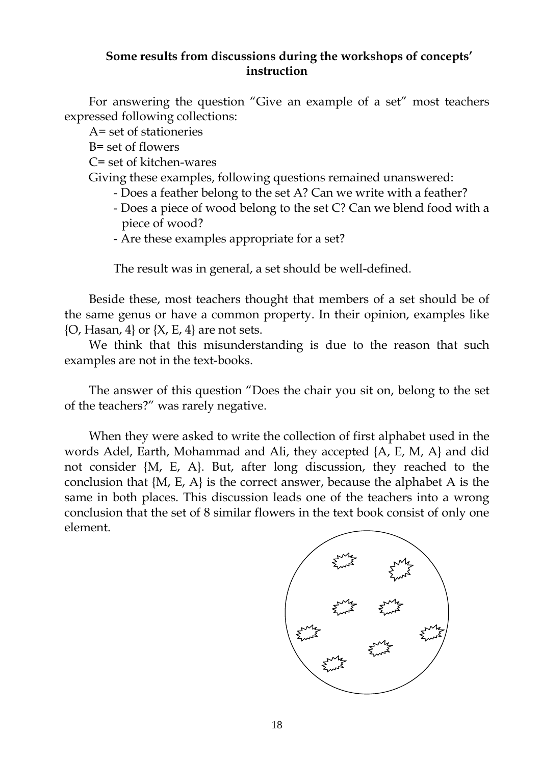### Some results from discussions during the workshops of concepts' instruction

For answering the question "Give an example of a set" most teachers expressed following collections:

A= set of stationeries

B= set of flowers

C= set of kitchen-wares

Giving these examples, following questions remained unanswered:

- Does a feather belong to the set A? Can we write with a feather?
- Does a piece of wood belong to the set C? Can we blend food with a piece of wood?
- Are these examples appropriate for a set?

The result was in general, a set should be well-defined.

Beside these, most teachers thought that members of a set should be of the same genus or have a common property. In their opinion, examples like {O, Hasan, 4} or {X, E, 4} are not sets.

We think that this misunderstanding is due to the reason that such examples are not in the text-books.

The answer of this question "Does the chair you sit on, belong to the set of the teachers?" was rarely negative.

When they were asked to write the collection of first alphabet used in the words Adel, Earth, Mohammad and Ali, they accepted {A, E, M, A} and did not consider {M, E, A}. But, after long discussion, they reached to the conclusion that {M, E, A} is the correct answer, because the alphabet A is the same in both places. This discussion leads one of the teachers into a wrong conclusion that the set of 8 similar flowers in the text book consist of only one element.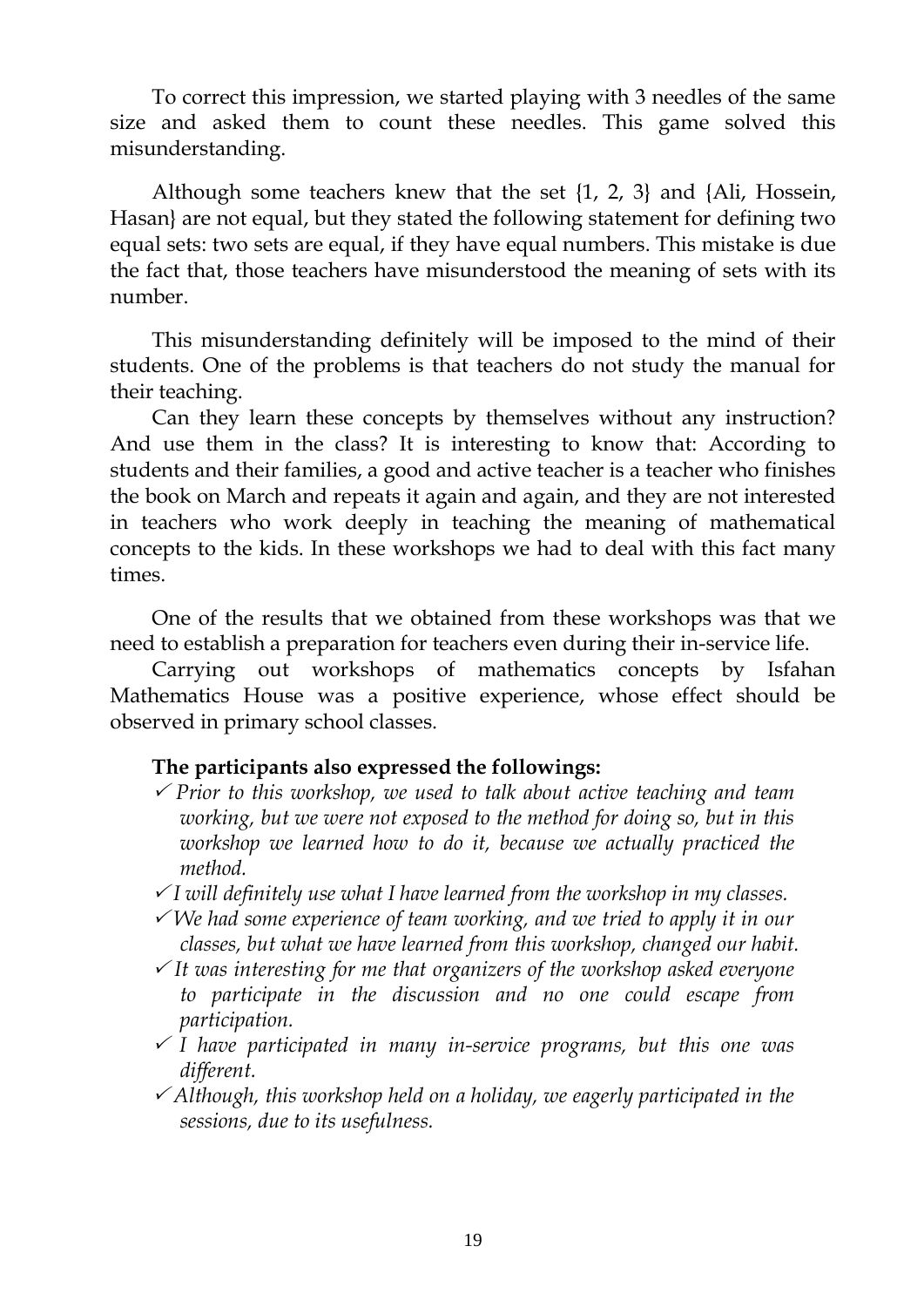To correct this impression, we started playing with 3 needles of the same size and asked them to count these needles. This game solved this misunderstanding.

Although some teachers knew that the set {1, 2, 3} and {Ali, Hossein, Hasan} are not equal, but they stated the following statement for defining two equal sets: two sets are equal, if they have equal numbers. This mistake is due the fact that, those teachers have misunderstood the meaning of sets with its number.

This misunderstanding definitely will be imposed to the mind of their students. One of the problems is that teachers do not study the manual for their teaching.

Can they learn these concepts by themselves without any instruction? And use them in the class? It is interesting to know that: According to students and their families, a good and active teacher is a teacher who finishes the book on March and repeats it again and again, and they are not interested in teachers who work deeply in teaching the meaning of mathematical concepts to the kids. In these workshops we had to deal with this fact many times.

One of the results that we obtained from these workshops was that we need to establish a preparation for teachers even during their in-service life.

Carrying out workshops of mathematics concepts by Isfahan Mathematics House was a positive experience, whose effect should be observed in primary school classes.

**The participants also expressed the followings:**

- ✓ *Prior to this workshop, we used to talk about active teaching and team working, but we were not exposed to the method for doing so, but in this workshop we learned how to do it, because we actually practiced the method.*
- ✓ *I will definitely use what I have learned from the workshop in my classes.*
- ✓ *We had some experience of team working, and we tried to apply it in our classes, but what we have learned from this workshop, changed our habit.*
- ✓ *It was interesting for me that organizers of the workshop asked everyone to participate in the discussion and no one could escape from participation.*
- ✓ *I have participated in many in-service programs, but this one was different.*
- ✓ *Although, this workshop held on a holiday, we eagerly participated in the sessions, due to its usefulness.*